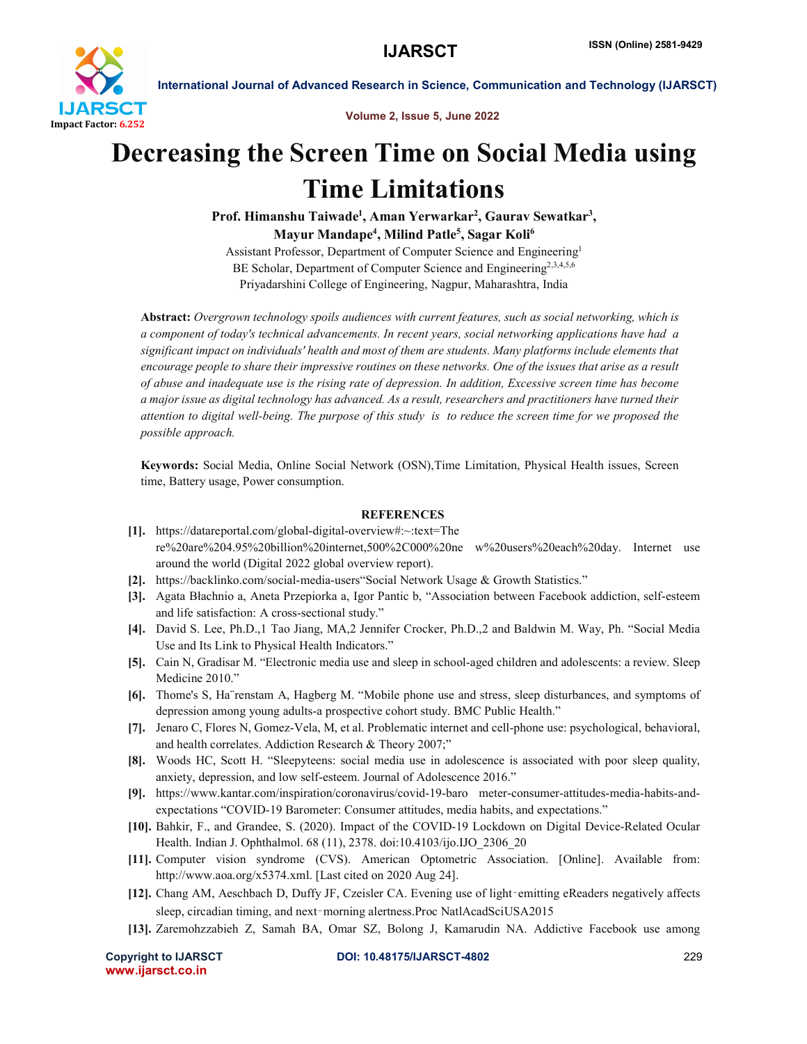# Decreasing the Screen Time on Social Media using Time Limitations

**Prof. Himanshu Taiwade[1], Aman Yerwarkar[2], Gaurav Sewatkar[3], Mayur Mandape[4], Milind Patle[5], Sagar Koli[6]**

Assistant Professor, Department of Computer Science and Engineering[1]
BE Scholar, Department of Computer Science and Engineering[2,3,4,5,6]
Priyadarshini College of Engineering, Nagpur, Maharashtra, India

**Abstract:** *Overgrown technology spoils audiences with current features, such as social networking, which is a component of today's technical advancements. In recent years, social networking applications have had a significant impact on individuals' health and most of them are students. Many platforms include elements that encourage people to share their impressive routines on these networks. One of the issues that arise as a result of abuse and inadequate use is the rising rate of depression. In addition, Excessive screen time has become a major issue as digital technology has advanced. As a result, researchers and practitioners have turned their attention to digital well-being. The purpose of this study is to reduce the screen time for we proposed the possible approach.*

**Keywords:** Social Media, Online Social Network (OSN),Time Limitation, Physical Health issues, Screen time, Battery usage, Power consumption.

## REFERENCES

- **[1].** https://datareportal.com/global-digital-overview#:~:text=There%20are%204.95%20billion%20internet,500%2C000%20new%20users%20each%20day. Internet use around the world (Digital 2022 global overview report).
- **[2].** https://backlinko.com/social-media-users"Social Network Usage & Growth Statistics."
- **[3].** Agata Błachnio a, Aneta Przepiorka a, Igor Pantic b, "Association between Facebook addiction, self-esteem and life satisfaction: A cross-sectional study."
- **[4].** David S. Lee, Ph.D.,1 Tao Jiang, MA,2 Jennifer Crocker, Ph.D.,2 and Baldwin M. Way, Ph. "Social Media Use and Its Link to Physical Health Indicators."
- **[5].** Cain N, Gradisar M. "Electronic media use and sleep in school-aged children and adolescents: a review. Sleep Medicine 2010."
- **[6].** Thome's S, Ha¨renstam A, Hagberg M. "Mobile phone use and stress, sleep disturbances, and symptoms of depression among young adults-a prospective cohort study. BMC Public Health."
- **[7].** Jenaro C, Flores N, Gomez-Vela, M, et al. Problematic internet and cell-phone use: psychological, behavioral, and health correlates. Addiction Research & Theory 2007;"
- **[8].** Woods HC, Scott H. "Sleepyteens: social media use in adolescence is associated with poor sleep quality, anxiety, depression, and low self-esteem. Journal of Adolescence 2016."
- **[9].** https://www.kantar.com/inspiration/coronavirus/covid-19-barometer-consumer-attitudes-media-habits-and-expectations "COVID-19 Barometer: Consumer attitudes, media habits, and expectations."
- **[10].** Bahkir, F., and Grandee, S. (2020). Impact of the COVID-19 Lockdown on Digital Device-Related Ocular Health. Indian J. Ophthalmol. 68 (11), 2378. doi:10.4103/ijo.IJO_2306_20
- **[11].** Computer vision syndrome (CVS). American Optometric Association. [Online]. Available from: http://www.aoa.org/x5374.xml. [Last cited on 2020 Aug 24].
- **[12].** Chang AM, Aeschbach D, Duffy JF, Czeisler CA. Evening use of light‑emitting eReaders negatively affects sleep, circadian timing, and next‑morning alertness.Proc NatlAcadSciUSA2015
- **[13].** Zaremohzzabieh Z, Samah BA, Omar SZ, Bolong J, Kamarudin NA. Addictive Facebook use among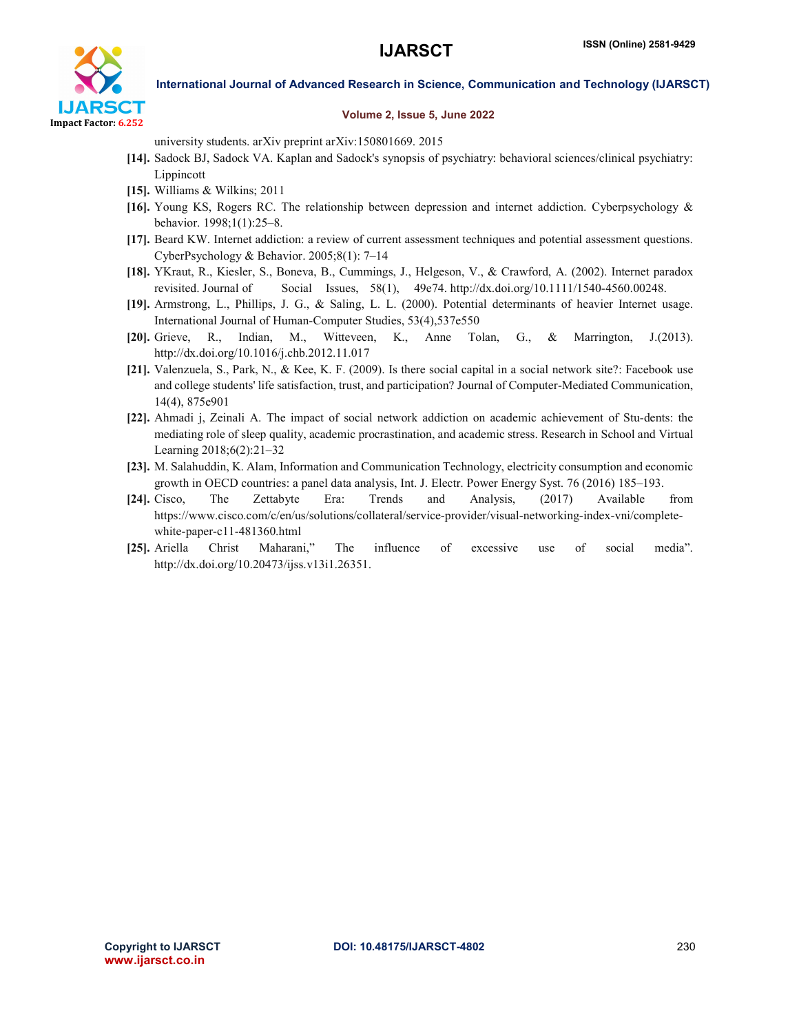university students. arXiv preprint arXiv:150801669. 2015

- [14]. Sadock BJ, Sadock VA. Kaplan and Sadock's synopsis of psychiatry: behavioral sciences/clinical psychiatry: Lippincott
- [15]. Williams & Wilkins; 2011
- [16]. Young KS, Rogers RC. The relationship between depression and internet addiction. Cyberpsychology & behavior. 1998;1(1):25–8.
- [17]. Beard KW. Internet addiction: a review of current assessment techniques and potential assessment questions. CyberPsychology & Behavior. 2005;8(1): 7–14
- [18]. YKraut, R., Kiesler, S., Boneva, B., Cummings, J., Helgeson, V., & Crawford, A. (2002). Internet paradox revisited. Journal of Social Issues, 58(1), 49e74. http://dx.doi.org/10.1111/1540-4560.00248.
- [19]. Armstrong, L., Phillips, J. G., & Saling, L. L. (2000). Potential determinants of heavier Internet usage. International Journal of Human-Computer Studies, 53(4),537e550
- [20]. Grieve, R., Indian, M., Witteveen, K., Anne Tolan, G., & Marrington, J.(2013). http://dx.doi.org/10.1016/j.chb.2012.11.017
- [21]. Valenzuela, S., Park, N., & Kee, K. F. (2009). Is there social capital in a social network site?: Facebook use and college students' life satisfaction, trust, and participation? Journal of Computer-Mediated Communication, 14(4), 875e901
- [22]. Ahmadi j, Zeinali A. The impact of social network addiction on academic achievement of Stu-dents: the mediating role of sleep quality, academic procrastination, and academic stress. Research in School and Virtual Learning 2018;6(2):21–32
- [23]. M. Salahuddin, K. Alam, Information and Communication Technology, electricity consumption and economic growth in OECD countries: a panel data analysis, Int. J. Electr. Power Energy Syst. 76 (2016) 185–193.
- [24]. Cisco, The Zettabyte Era: Trends and Analysis, (2017) Available from https://www.cisco.com/c/en/us/solutions/collateral/service-provider/visual-networking-index-vni/complete-white-paper-c11-481360.html
- [25]. Ariella Christ Maharani," The influence of excessive use of social media". http://dx.doi.org/10.20473/ijss.v13i1.26351.